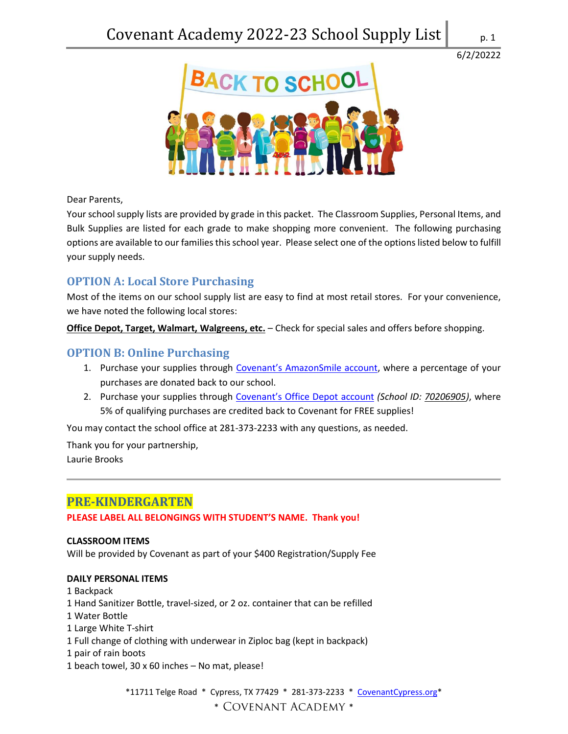# Covenant Academy 2022-23 School Supply List

6/2/20222

Dear Parents,

Your school supply lists are provided by grade in this packet. The Classroom Supplies, Personal Items, and Bulk Supplies are listed for each grade to make shopping more convenient. The following purchasing options are available to our families this school year. Please select one of the options listed below to fulfill your supply needs.

## OPTION A: Local Store Purchasing

Most of the items on our school supply list are easy to find at most retail stores. For your convenience, we have noted the following local stores:

**Office Depot, Target, Walmart, Walgreens, etc.** – Check for special sales and offers before shopping.

## OPTION B: Online Purchasing

1. Purchase your supplies through Covenant's AmazonSmile account, where a percentage of your purchases are donated back to our school.
2. Purchase your supplies through Covenant's Office Depot account *(School ID: 70206905)*, where 5% of qualifying purchases are credited back to Covenant for FREE supplies!

You may contact the school office at 281-373-2233 with any questions, as needed.

Thank you for your partnership,
Laurie Brooks

---

## PRE-KINDERGARTEN

**PLEASE LABEL ALL BELONGINGS WITH STUDENT'S NAME. Thank you!**

**CLASSROOM ITEMS**
Will be provided by Covenant as part of your $400 Registration/Supply Fee

**DAILY PERSONAL ITEMS**
1 Backpack
1 Hand Sanitizer Bottle, travel-sized, or 2 oz. container that can be refilled
1 Water Bottle
1 Large White T-shirt
1 Full change of clothing with underwear in Ziploc bag (kept in backpack)
1 pair of rain boots
1 beach towel, 30 x 60 inches – No mat, please!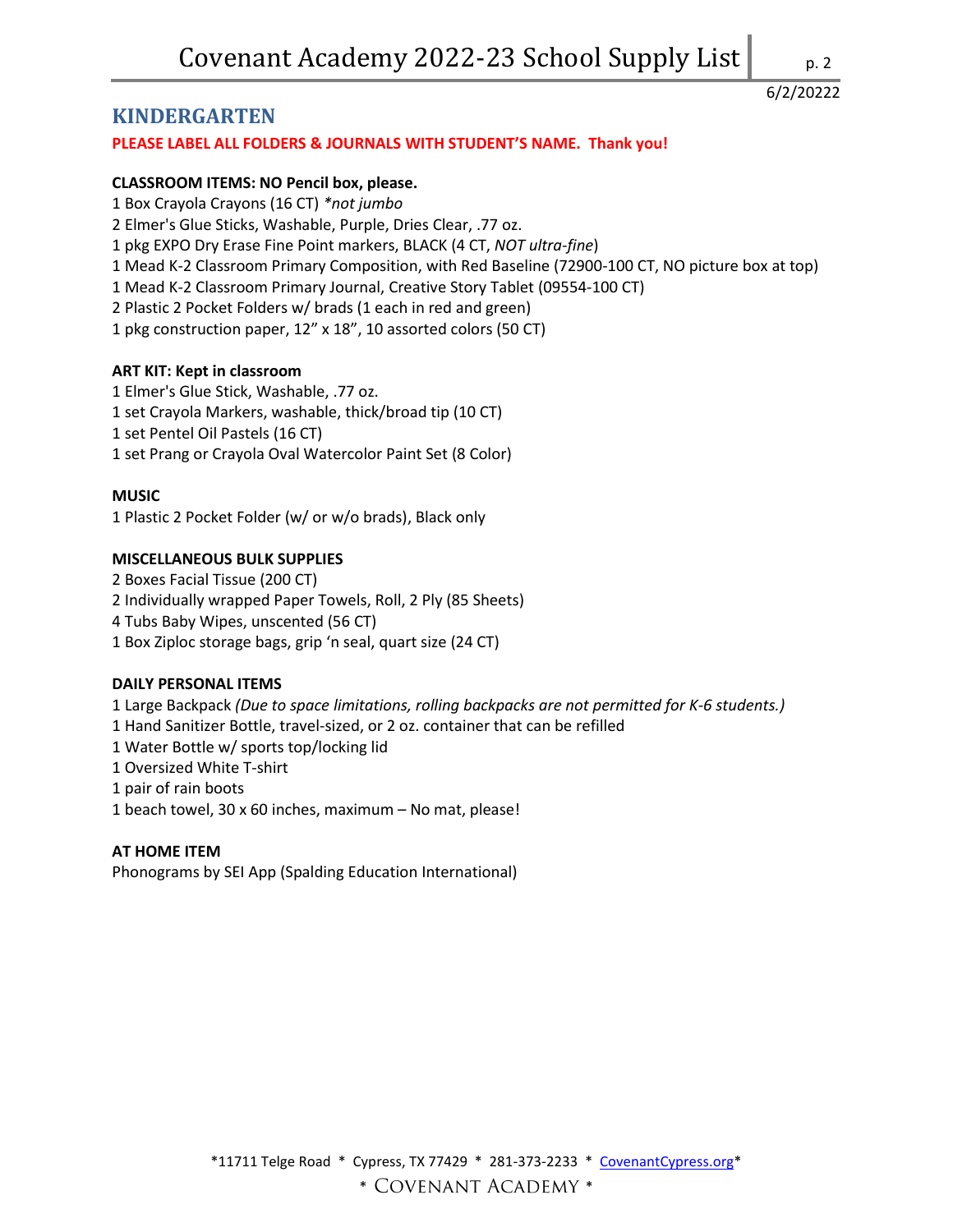6/2/20222

## KINDERGARTEN

**PLEASE LABEL ALL FOLDERS & JOURNALS WITH STUDENT'S NAME. Thank you!**

**CLASSROOM ITEMS: NO Pencil box, please.**

1 Box Crayola Crayons (16 CT) *\*not jumbo*
2 Elmer's Glue Sticks, Washable, Purple, Dries Clear, .77 oz.
1 pkg EXPO Dry Erase Fine Point markers, BLACK (4 CT, *NOT ultra-fine*)
1 Mead K-2 Classroom Primary Composition, with Red Baseline (72900-100 CT, NO picture box at top)
1 Mead K-2 Classroom Primary Journal, Creative Story Tablet (09554-100 CT)
2 Plastic 2 Pocket Folders w/ brads (1 each in red and green)
1 pkg construction paper, 12" x 18", 10 assorted colors (50 CT)

**ART KIT: Kept in classroom**

1 Elmer's Glue Stick, Washable, .77 oz.
1 set Crayola Markers, washable, thick/broad tip (10 CT)
1 set Pentel Oil Pastels (16 CT)
1 set Prang or Crayola Oval Watercolor Paint Set (8 Color)

**MUSIC**

1 Plastic 2 Pocket Folder (w/ or w/o brads), Black only

**MISCELLANEOUS BULK SUPPLIES**

2 Boxes Facial Tissue (200 CT)
2 Individually wrapped Paper Towels, Roll, 2 Ply (85 Sheets)
4 Tubs Baby Wipes, unscented (56 CT)
1 Box Ziploc storage bags, grip 'n seal, quart size (24 CT)

**DAILY PERSONAL ITEMS**

1 Large Backpack *(Due to space limitations, rolling backpacks are not permitted for K-6 students.)*
1 Hand Sanitizer Bottle, travel-sized, or 2 oz. container that can be refilled
1 Water Bottle w/ sports top/locking lid
1 Oversized White T-shirt
1 pair of rain boots
1 beach towel, 30 x 60 inches, maximum – No mat, please!

**AT HOME ITEM**

Phonograms by SEI App (Spalding Education International)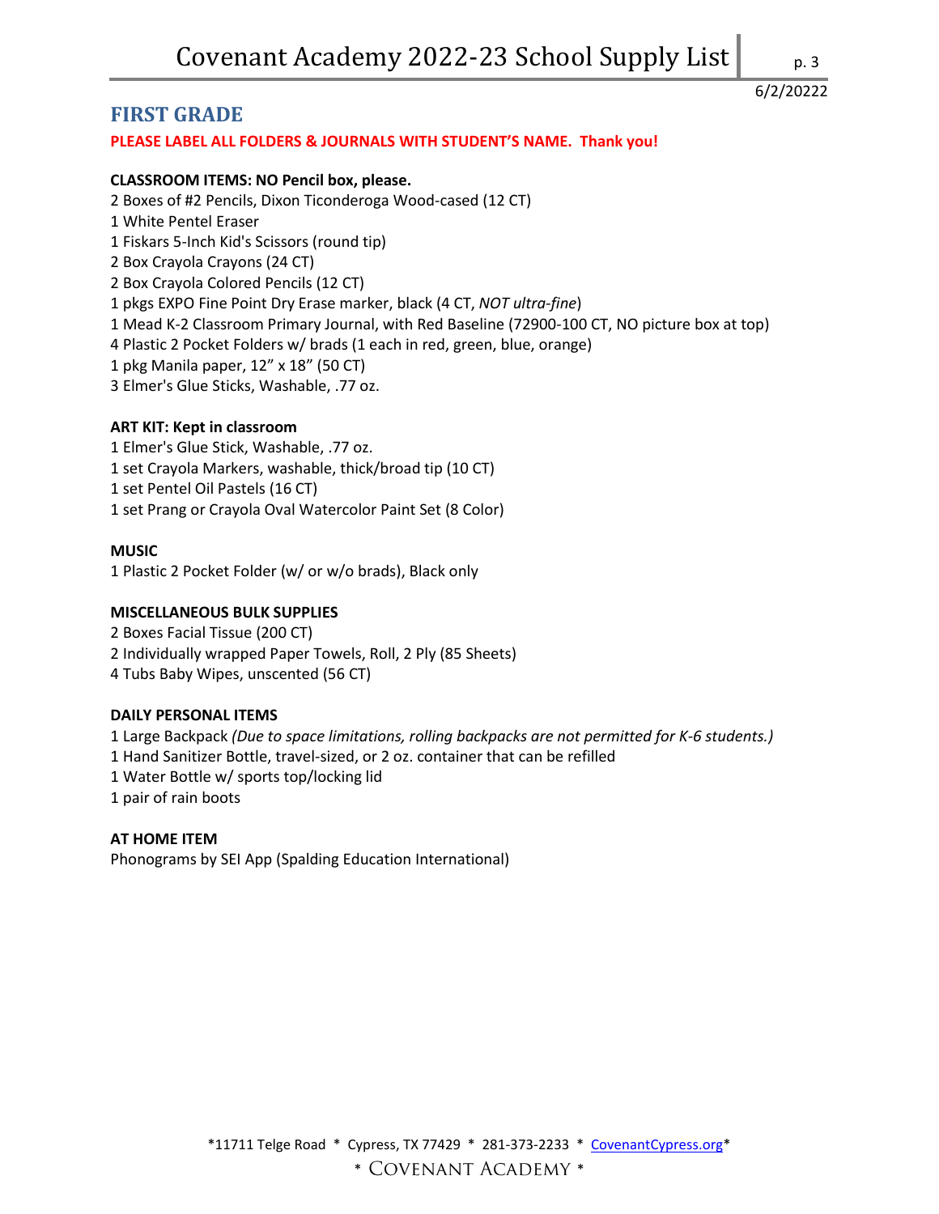# FIRST GRADE

**PLEASE LABEL ALL FOLDERS & JOURNALS WITH STUDENT'S NAME. Thank you!**

**CLASSROOM ITEMS: NO Pencil box, please.**

2 Boxes of #2 Pencils, Dixon Ticonderoga Wood-cased (12 CT)
1 White Pentel Eraser
1 Fiskars 5-Inch Kid's Scissors (round tip)
2 Box Crayola Crayons (24 CT)
2 Box Crayola Colored Pencils (12 CT)
1 pkgs EXPO Fine Point Dry Erase marker, black (4 CT, *NOT ultra-fine*)
1 Mead K-2 Classroom Primary Journal, with Red Baseline (72900-100 CT, NO picture box at top)
4 Plastic 2 Pocket Folders w/ brads (1 each in red, green, blue, orange)
1 pkg Manila paper, 12" x 18" (50 CT)
3 Elmer's Glue Sticks, Washable, .77 oz.

**ART KIT: Kept in classroom**

1 Elmer's Glue Stick, Washable, .77 oz.
1 set Crayola Markers, washable, thick/broad tip (10 CT)
1 set Pentel Oil Pastels (16 CT)
1 set Prang or Crayola Oval Watercolor Paint Set (8 Color)

**MUSIC**

1 Plastic 2 Pocket Folder (w/ or w/o brads), Black only

**MISCELLANEOUS BULK SUPPLIES**

2 Boxes Facial Tissue (200 CT)
2 Individually wrapped Paper Towels, Roll, 2 Ply (85 Sheets)
4 Tubs Baby Wipes, unscented (56 CT)

**DAILY PERSONAL ITEMS**

1 Large Backpack *(Due to space limitations, rolling backpacks are not permitted for K-6 students.)*
1 Hand Sanitizer Bottle, travel-sized, or 2 oz. container that can be refilled
1 Water Bottle w/ sports top/locking lid
1 pair of rain boots

**AT HOME ITEM**

Phonograms by SEI App (Spalding Education International)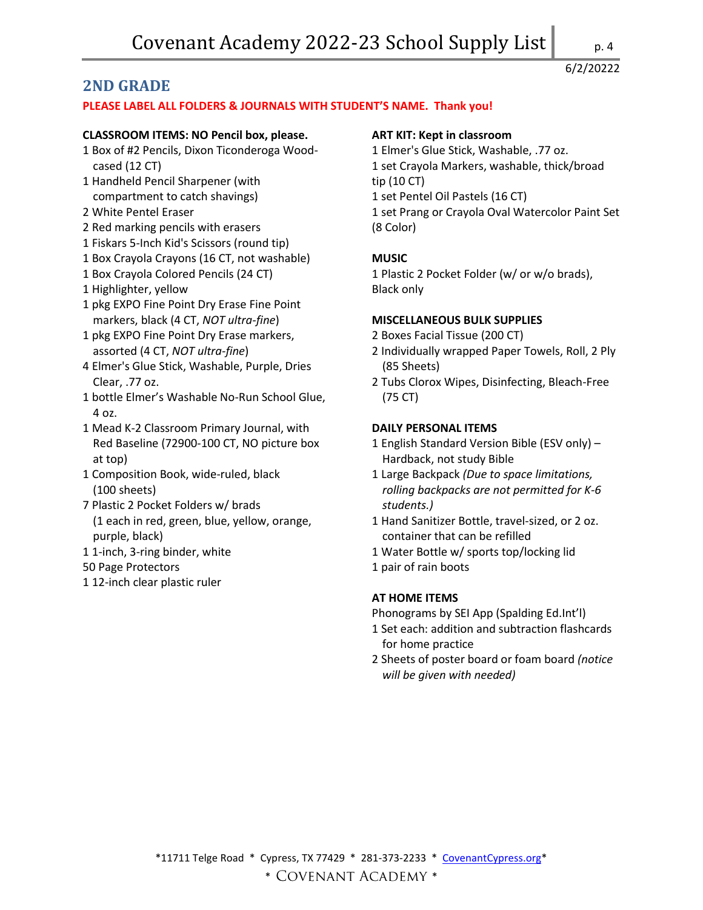# 2ND GRADE

**PLEASE LABEL ALL FOLDERS & JOURNALS WITH STUDENT'S NAME. Thank you!**

**CLASSROOM ITEMS: NO Pencil box, please.**

- 1 Box of #2 Pencils, Dixon Ticonderoga Wood-cased (12 CT)
- 1 Handheld Pencil Sharpener (with compartment to catch shavings)
- 2 White Pentel Eraser
- 2 Red marking pencils with erasers
- 1 Fiskars 5-Inch Kid's Scissors (round tip)
- 1 Box Crayola Crayons (16 CT, not washable)
- 1 Box Crayola Colored Pencils (24 CT)
- 1 Highlighter, yellow
- 1 pkg EXPO Fine Point Dry Erase Fine Point markers, black (4 CT, *NOT ultra-fine*)
- 1 pkg EXPO Fine Point Dry Erase markers, assorted (4 CT, *NOT ultra-fine*)
- 4 Elmer's Glue Stick, Washable, Purple, Dries Clear, .77 oz.
- 1 bottle Elmer's Washable No-Run School Glue, 4 oz.
- 1 Mead K-2 Classroom Primary Journal, with Red Baseline (72900-100 CT, NO picture box at top)
- 1 Composition Book, wide-ruled, black (100 sheets)
- 7 Plastic 2 Pocket Folders w/ brads (1 each in red, green, blue, yellow, orange, purple, black)
- 1 1-inch, 3-ring binder, white
- 50 Page Protectors
- 1 12-inch clear plastic ruler

**ART KIT: Kept in classroom**

- 1 Elmer's Glue Stick, Washable, .77 oz.
- 1 set Crayola Markers, washable, thick/broad tip (10 CT)
- 1 set Pentel Oil Pastels (16 CT)
- 1 set Prang or Crayola Oval Watercolor Paint Set (8 Color)

**MUSIC**

- 1 Plastic 2 Pocket Folder (w/ or w/o brads), Black only

**MISCELLANEOUS BULK SUPPLIES**

- 2 Boxes Facial Tissue (200 CT)
- 2 Individually wrapped Paper Towels, Roll, 2 Ply (85 Sheets)
- 2 Tubs Clorox Wipes, Disinfecting, Bleach-Free (75 CT)

**DAILY PERSONAL ITEMS**

- 1 English Standard Version Bible (ESV only) – Hardback, not study Bible
- 1 Large Backpack *(Due to space limitations, rolling backpacks are not permitted for K-6 students.)*
- 1 Hand Sanitizer Bottle, travel-sized, or 2 oz. container that can be refilled
- 1 Water Bottle w/ sports top/locking lid
- 1 pair of rain boots

**AT HOME ITEMS**

Phonograms by SEI App (Spalding Ed.Int'l)

- 1 Set each: addition and subtraction flashcards for home practice
- 2 Sheets of poster board or foam board *(notice will be given with needed)*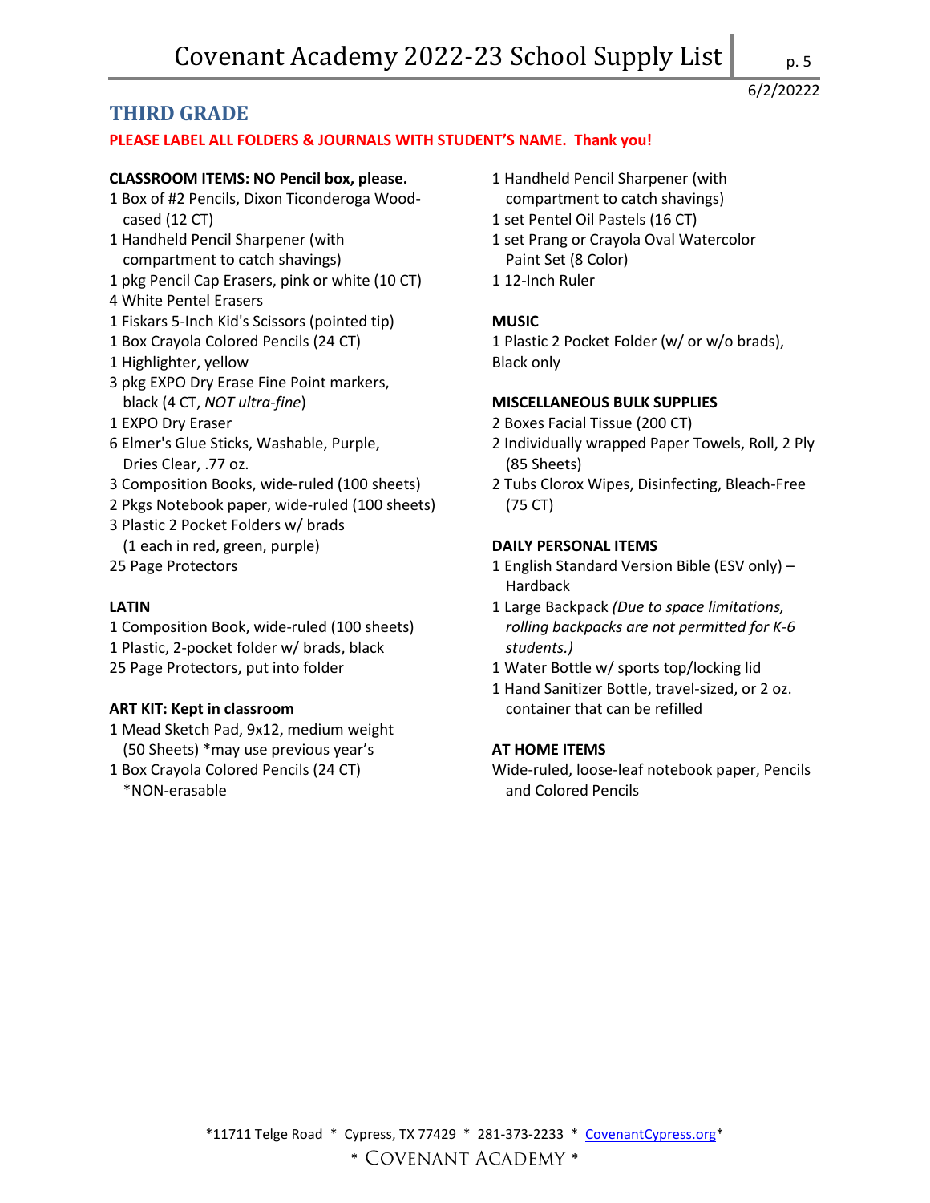# THIRD GRADE

**PLEASE LABEL ALL FOLDERS & JOURNALS WITH STUDENT'S NAME. Thank you!**

**CLASSROOM ITEMS: NO Pencil box, please.**

- 1 Box of #2 Pencils, Dixon Ticonderoga Wood-cased (12 CT)
- 1 Handheld Pencil Sharpener (with compartment to catch shavings)
- 1 pkg Pencil Cap Erasers, pink or white (10 CT)
- 4 White Pentel Erasers
- 1 Fiskars 5-Inch Kid's Scissors (pointed tip)
- 1 Box Crayola Colored Pencils (24 CT)
- 1 Highlighter, yellow
- 3 pkg EXPO Dry Erase Fine Point markers, black (4 CT, *NOT ultra-fine*)
- 1 EXPO Dry Eraser
- 6 Elmer's Glue Sticks, Washable, Purple, Dries Clear, .77 oz.
- 3 Composition Books, wide-ruled (100 sheets)
- 2 Pkgs Notebook paper, wide-ruled (100 sheets)
- 3 Plastic 2 Pocket Folders w/ brads (1 each in red, green, purple)
- 25 Page Protectors

**LATIN**

- 1 Composition Book, wide-ruled (100 sheets)
- 1 Plastic, 2-pocket folder w/ brads, black
- 25 Page Protectors, put into folder

**ART KIT: Kept in classroom**

- 1 Mead Sketch Pad, 9x12, medium weight (50 Sheets) *may use previous year's
- 1 Box Crayola Colored Pencils (24 CT) *NON-erasable
- 1 Handheld Pencil Sharpener (with compartment to catch shavings)
- 1 set Pentel Oil Pastels (16 CT)
- 1 set Prang or Crayola Oval Watercolor Paint Set (8 Color)
- 1 12-Inch Ruler

**MUSIC**

1 Plastic 2 Pocket Folder (w/ or w/o brads), Black only

**MISCELLANEOUS BULK SUPPLIES**

- 2 Boxes Facial Tissue (200 CT)
- 2 Individually wrapped Paper Towels, Roll, 2 Ply (85 Sheets)
- 2 Tubs Clorox Wipes, Disinfecting, Bleach-Free (75 CT)

**DAILY PERSONAL ITEMS**

- 1 English Standard Version Bible (ESV only) – Hardback
- 1 Large Backpack *(Due to space limitations, rolling backpacks are not permitted for K-6 students.)*
- 1 Water Bottle w/ sports top/locking lid
- 1 Hand Sanitizer Bottle, travel-sized, or 2 oz. container that can be refilled

**AT HOME ITEMS**

Wide-ruled, loose-leaf notebook paper, Pencils and Colored Pencils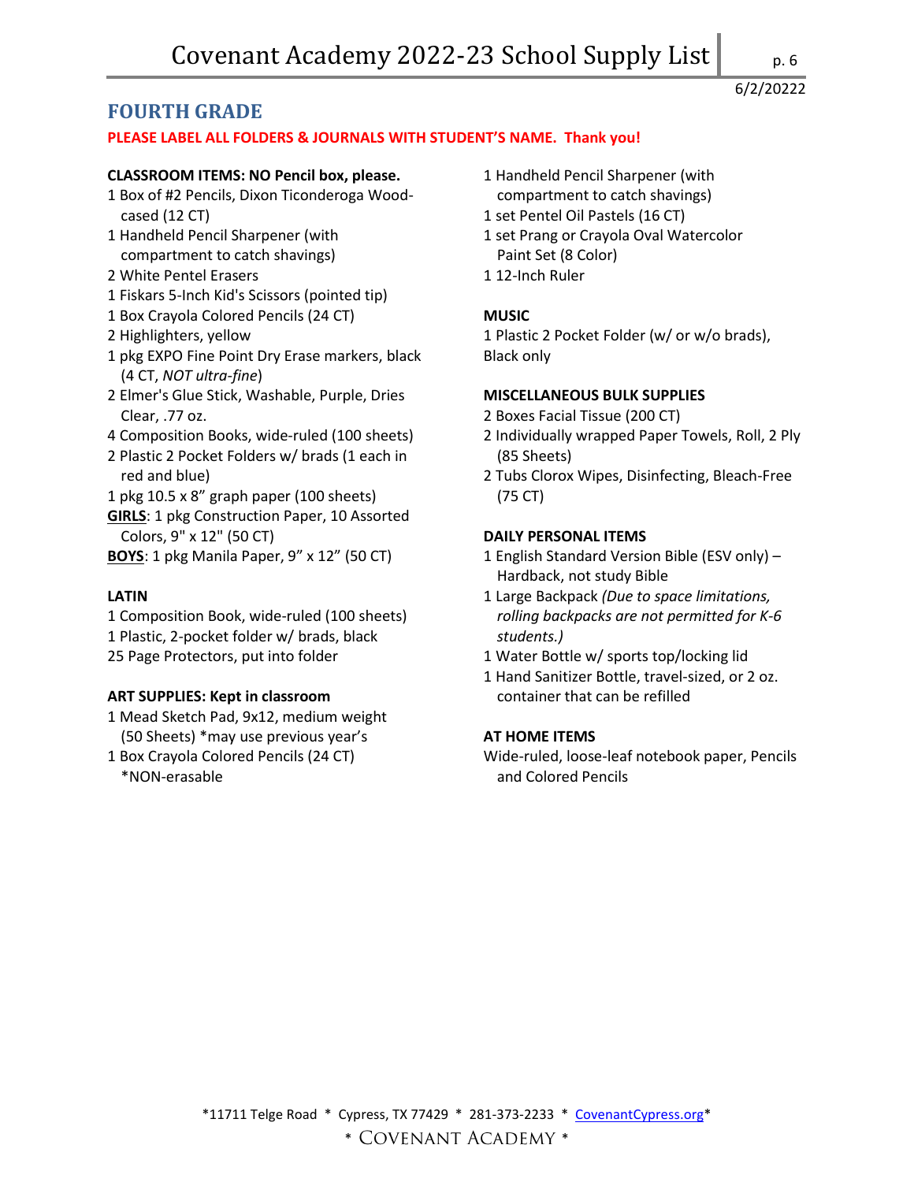# Covenant Academy 2022-23 School Supply List

6/2/20222

## FOURTH GRADE

**PLEASE LABEL ALL FOLDERS & JOURNALS WITH STUDENT'S NAME. Thank you!**

**CLASSROOM ITEMS: NO Pencil box, please.**

1 Box of #2 Pencils, Dixon Ticonderoga Wood-cased (12 CT)
1 Handheld Pencil Sharpener (with compartment to catch shavings)
2 White Pentel Erasers
1 Fiskars 5-Inch Kid's Scissors (pointed tip)
1 Box Crayola Colored Pencils (24 CT)
2 Highlighters, yellow
1 pkg EXPO Fine Point Dry Erase markers, black (4 CT, *NOT ultra-fine*)
2 Elmer's Glue Stick, Washable, Purple, Dries Clear, .77 oz.
4 Composition Books, wide-ruled (100 sheets)
2 Plastic 2 Pocket Folders w/ brads (1 each in red and blue)
1 pkg 10.5 x 8" graph paper (100 sheets)
**GIRLS**: 1 pkg Construction Paper, 10 Assorted Colors, 9" x 12" (50 CT)
**BOYS**: 1 pkg Manila Paper, 9" x 12" (50 CT)

**LATIN**

1 Composition Book, wide-ruled (100 sheets)
1 Plastic, 2-pocket folder w/ brads, black
25 Page Protectors, put into folder

**ART SUPPLIES: Kept in classroom**

1 Mead Sketch Pad, 9x12, medium weight (50 Sheets) *may use previous year's
1 Box Crayola Colored Pencils (24 CT) *NON-erasable
1 Handheld Pencil Sharpener (with compartment to catch shavings)
1 set Pentel Oil Pastels (16 CT)
1 set Prang or Crayola Oval Watercolor Paint Set (8 Color)
1 12-Inch Ruler

**MUSIC**

1 Plastic 2 Pocket Folder (w/ or w/o brads), Black only

**MISCELLANEOUS BULK SUPPLIES**

2 Boxes Facial Tissue (200 CT)
2 Individually wrapped Paper Towels, Roll, 2 Ply (85 Sheets)
2 Tubs Clorox Wipes, Disinfecting, Bleach-Free (75 CT)

**DAILY PERSONAL ITEMS**

1 English Standard Version Bible (ESV only) – Hardback, not study Bible
1 Large Backpack *(Due to space limitations, rolling backpacks are not permitted for K-6 students.)*
1 Water Bottle w/ sports top/locking lid
1 Hand Sanitizer Bottle, travel-sized, or 2 oz. container that can be refilled

**AT HOME ITEMS**

Wide-ruled, loose-leaf notebook paper, Pencils and Colored Pencils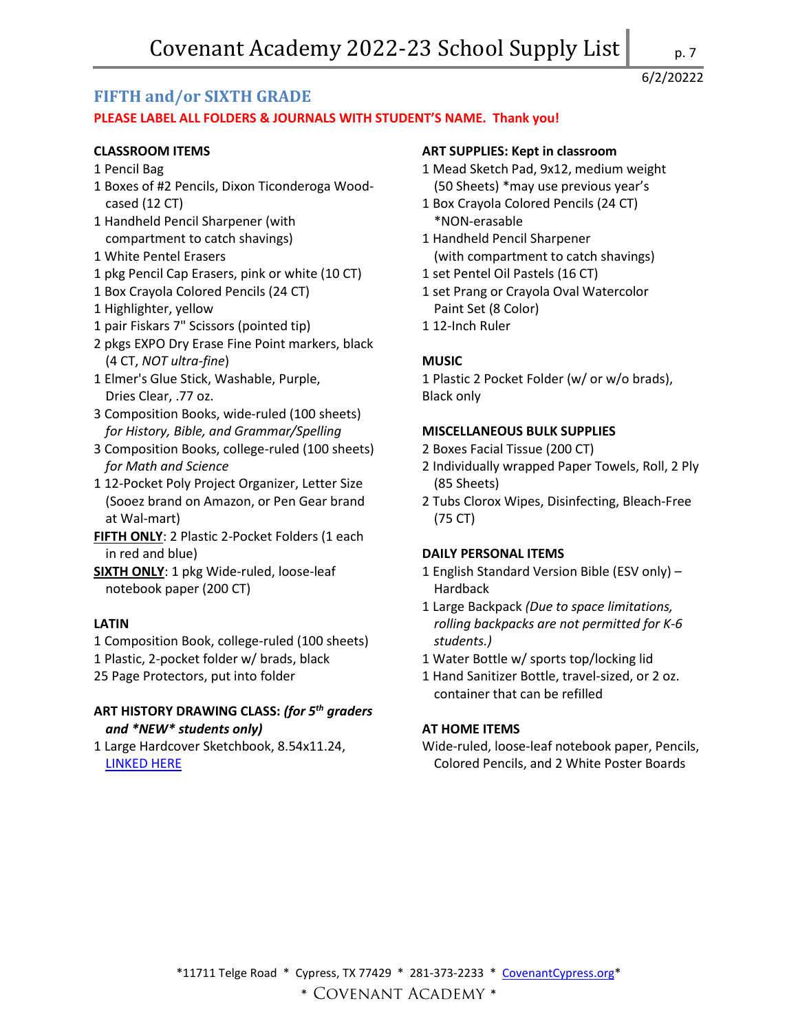# Covenant Academy 2022-23 School Supply List

6/2/20022

## FIFTH and/or SIXTH GRADE

**PLEASE LABEL ALL FOLDERS & JOURNALS WITH STUDENT'S NAME. Thank you!**

### CLASSROOM ITEMS

1 Pencil Bag
1 Boxes of #2 Pencils, Dixon Ticonderoga Wood-cased (12 CT)
1 Handheld Pencil Sharpener (with compartment to catch shavings)
1 White Pentel Erasers
1 pkg Pencil Cap Erasers, pink or white (10 CT)
1 Box Crayola Colored Pencils (24 CT)
1 Highlighter, yellow
1 pair Fiskars 7" Scissors (pointed tip)
2 pkgs EXPO Dry Erase Fine Point markers, black (4 CT, *NOT ultra-fine*)
1 Elmer's Glue Stick, Washable, Purple, Dries Clear, .77 oz.
3 Composition Books, wide-ruled (100 sheets) *for History, Bible, and Grammar/Spelling*
3 Composition Books, college-ruled (100 sheets) *for Math and Science*
1 12-Pocket Poly Project Organizer, Letter Size (Sooez brand on Amazon, or Pen Gear brand at Wal-mart)
**FIFTH ONLY**: 2 Plastic 2-Pocket Folders (1 each in red and blue)
**SIXTH ONLY**: 1 pkg Wide-ruled, loose-leaf notebook paper (200 CT)

### LATIN

1 Composition Book, college-ruled (100 sheets)
1 Plastic, 2-pocket folder w/ brads, black
25 Page Protectors, put into folder

### ART HISTORY DRAWING CLASS: *(for 5th graders and \*NEW\* students only)*

1 Large Hardcover Sketchbook, 8.54x11.24, LINKED HERE

### ART SUPPLIES: Kept in classroom

1 Mead Sketch Pad, 9x12, medium weight (50 Sheets) *may use previous year's
1 Box Crayola Colored Pencils (24 CT) *NON-erasable
1 Handheld Pencil Sharpener (with compartment to catch shavings)
1 set Pentel Oil Pastels (16 CT)
1 set Prang or Crayola Oval Watercolor Paint Set (8 Color)
1 12-Inch Ruler

### MUSIC

1 Plastic 2 Pocket Folder (w/ or w/o brads), Black only

### MISCELLANEOUS BULK SUPPLIES

2 Boxes Facial Tissue (200 CT)
2 Individually wrapped Paper Towels, Roll, 2 Ply (85 Sheets)
2 Tubs Clorox Wipes, Disinfecting, Bleach-Free (75 CT)

### DAILY PERSONAL ITEMS

1 English Standard Version Bible (ESV only) – Hardback
1 Large Backpack *(Due to space limitations, rolling backpacks are not permitted for K-6 students.)*
1 Water Bottle w/ sports top/locking lid
1 Hand Sanitizer Bottle, travel-sized, or 2 oz. container that can be refilled

### AT HOME ITEMS

Wide-ruled, loose-leaf notebook paper, Pencils, Colored Pencils, and 2 White Poster Boards

*11711 Telge Road * Cypress, TX 77429 * 281-373-2233 * CovenantCypress.org*

* COVENANT ACADEMY *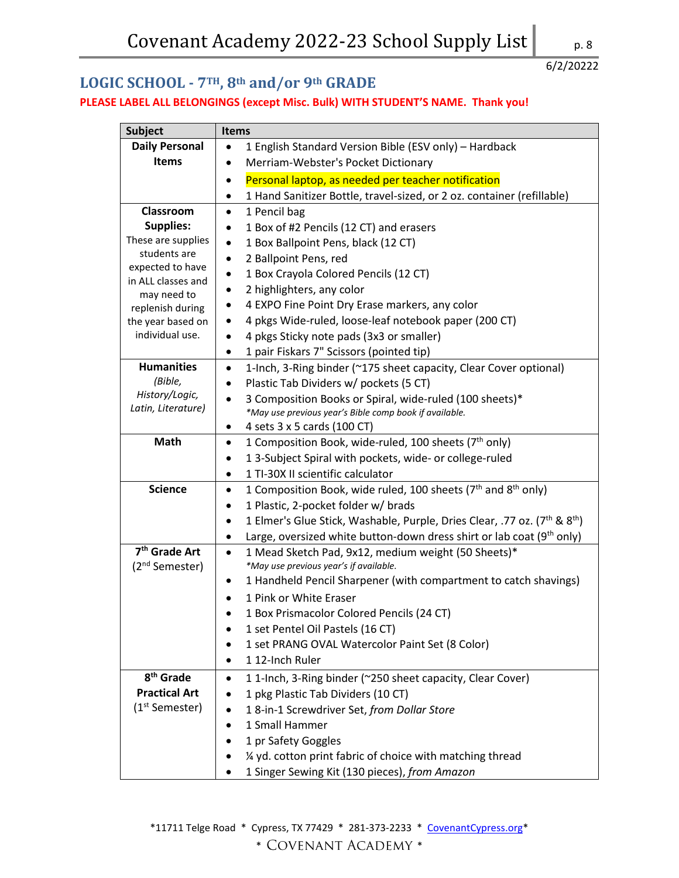# Covenant Academy 2022-23 School Supply List

6/2/20222

## LOGIC SCHOOL - 7TH, 8th and/or 9th GRADE

**PLEASE LABEL ALL BELONGINGS (except Misc. Bulk) WITH STUDENT'S NAME. Thank you!**

| Subject | Items |
|---|---|
| **Daily Personal Items** | • 1 English Standard Version Bible (ESV only) – Hardback<br>• Merriam-Webster's Pocket Dictionary<br>• Personal laptop, as needed per teacher notification<br>• 1 Hand Sanitizer Bottle, travel-sized, or 2 oz. container (refillable) |
| **Classroom Supplies:** These are supplies students are expected to have in ALL classes and may need to replenish during the year based on individual use. | • 1 Pencil bag<br>• 1 Box of #2 Pencils (12 CT) and erasers<br>• 1 Box Ballpoint Pens, black (12 CT)<br>• 2 Ballpoint Pens, red<br>• 1 Box Crayola Colored Pencils (12 CT)<br>• 2 highlighters, any color<br>• 4 EXPO Fine Point Dry Erase markers, any color<br>• 4 pkgs Wide-ruled, loose-leaf notebook paper (200 CT)<br>• 4 pkgs Sticky note pads (3x3 or smaller)<br>• 1 pair Fiskars 7" Scissors (pointed tip) |
| **Humanities** *(Bible, History/Logic, Latin, Literature)* | • 1-Inch, 3-Ring binder (~175 sheet capacity, Clear Cover optional)<br>• Plastic Tab Dividers w/ pockets (5 CT)<br>• 3 Composition Books or Spiral, wide-ruled (100 sheets)* *\*May use previous year's Bible comp book if available.*<br>• 4 sets 3 x 5 cards (100 CT) |
| **Math** | • 1 Composition Book, wide-ruled, 100 sheets (7th only)<br>• 1 3-Subject Spiral with pockets, wide- or college-ruled<br>• 1 TI-30X II scientific calculator |
| **Science** | • 1 Composition Book, wide ruled, 100 sheets (7th and 8th only)<br>• 1 Plastic, 2-pocket folder w/ brads<br>• 1 Elmer's Glue Stick, Washable, Purple, Dries Clear, .77 oz. (7th & 8th)<br>• Large, oversized white button-down dress shirt or lab coat (9th only) |
| **7th Grade Art** (2nd Semester) | • 1 Mead Sketch Pad, 9x12, medium weight (50 Sheets)* *\*May use previous year's if available.*<br>• 1 Handheld Pencil Sharpener (with compartment to catch shavings)<br>• 1 Pink or White Eraser<br>• 1 Box Prismacolor Colored Pencils (24 CT)<br>• 1 set Pentel Oil Pastels (16 CT)<br>• 1 set PRANG OVAL Watercolor Paint Set (8 Color)<br>• 1 12-Inch Ruler |
| **8th Grade Practical Art** (1st Semester) | • 1 1-Inch, 3-Ring binder (~250 sheet capacity, Clear Cover)<br>• 1 pkg Plastic Tab Dividers (10 CT)<br>• 1 8-in-1 Screwdriver Set, *from Dollar Store*<br>• 1 Small Hammer<br>• 1 pr Safety Goggles<br>• ¼ yd. cotton print fabric of choice with matching thread<br>• 1 Singer Sewing Kit (130 pieces), *from Amazon* |

*11711 Telge Road * Cypress, TX 77429 * 281-373-2233 * CovenantCypress.org*

* COVENANT ACADEMY *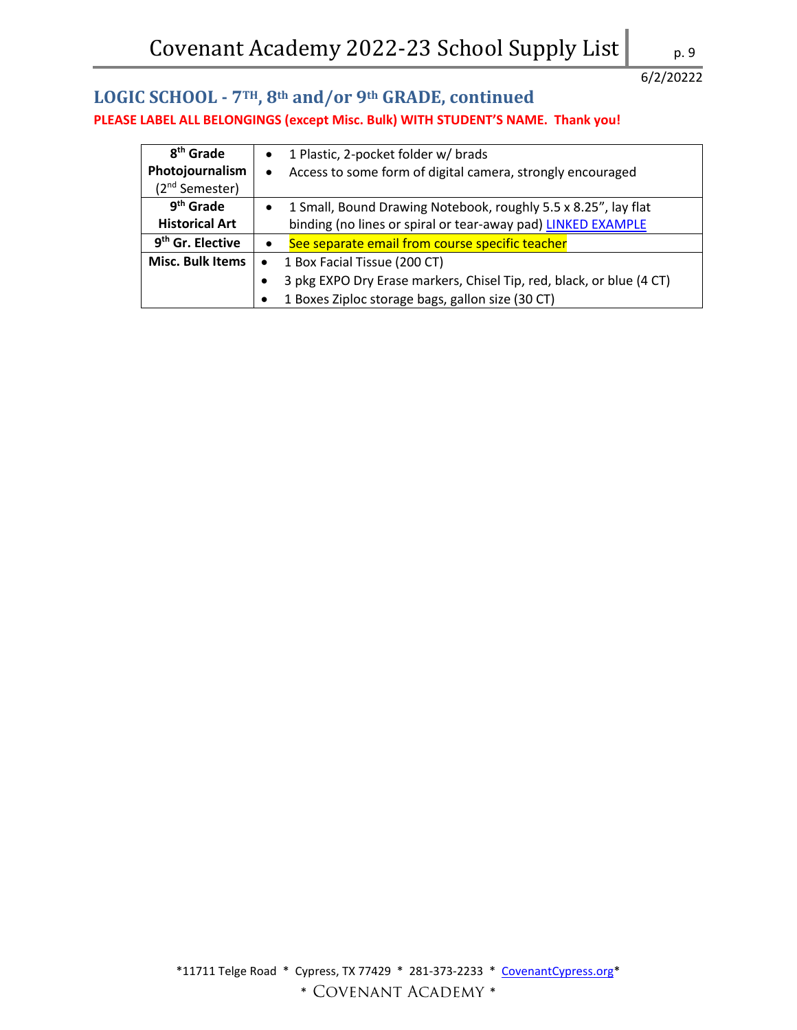6/2/20222

## LOGIC SCHOOL - 7TH, 8th and/or 9th GRADE, continued

**PLEASE LABEL ALL BELONGINGS (except Misc. Bulk) WITH STUDENT'S NAME. Thank you!**

| | |
|---|---|
| **8th Grade Photojournalism** (2nd Semester) | • 1 Plastic, 2-pocket folder w/ brads<br>• Access to some form of digital camera, strongly encouraged |
| **9th Grade Historical Art** | • 1 Small, Bound Drawing Notebook, roughly 5.5 x 8.25", lay flat binding (no lines or spiral or tear-away pad) LINKED EXAMPLE |
| **9th Gr. Elective** | • See separate email from course specific teacher |
| **Misc. Bulk Items** | • 1 Box Facial Tissue (200 CT)<br>• 3 pkg EXPO Dry Erase markers, Chisel Tip, red, black, or blue (4 CT)<br>• 1 Boxes Ziploc storage bags, gallon size (30 CT) |

*11711 Telge Road * Cypress, TX 77429 * 281-373-2233 * CovenantCypress.org*

* COVENANT ACADEMY *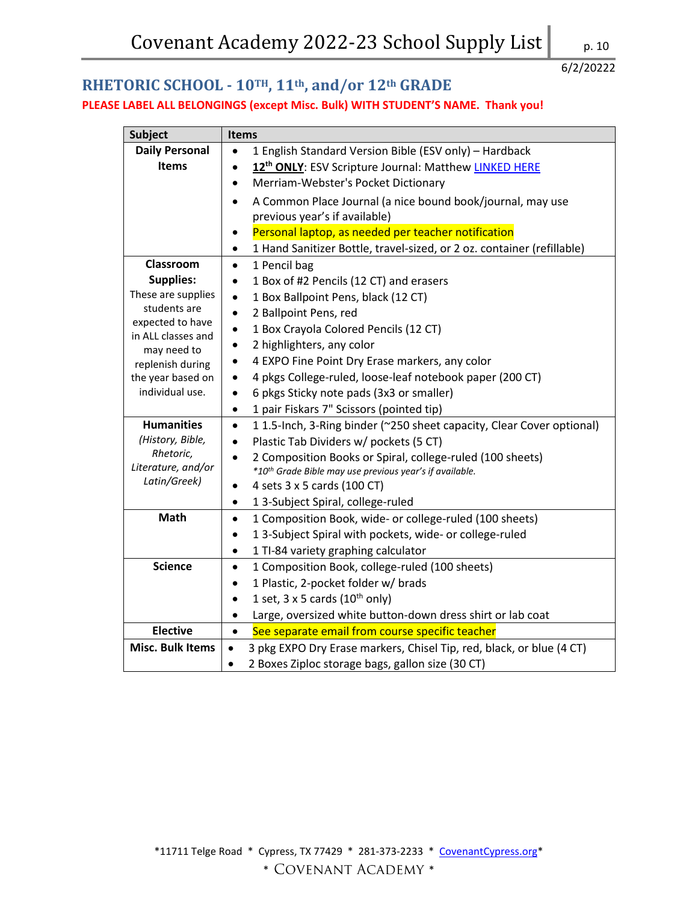# Covenant Academy 2022-23 School Supply List

6/2/20222

## RHETORIC SCHOOL - 10TH, 11th, and/or 12th GRADE

**PLEASE LABEL ALL BELONGINGS (except Misc. Bulk) WITH STUDENT'S NAME. Thank you!**

| Subject | Items |
|---|---|
| **Daily Personal Items** | • 1 English Standard Version Bible (ESV only) – Hardback<br>• **12th ONLY**: ESV Scripture Journal: Matthew LINKED HERE<br>• Merriam-Webster's Pocket Dictionary<br>• A Common Place Journal (a nice bound book/journal, may use previous year's if available)<br>• Personal laptop, as needed per teacher notification<br>• 1 Hand Sanitizer Bottle, travel-sized, or 2 oz. container (refillable) |
| **Classroom Supplies:** These are supplies students are expected to have in ALL classes and may need to replenish during the year based on individual use. | • 1 Pencil bag<br>• 1 Box of #2 Pencils (12 CT) and erasers<br>• 1 Box Ballpoint Pens, black (12 CT)<br>• 2 Ballpoint Pens, red<br>• 1 Box Crayola Colored Pencils (12 CT)<br>• 2 highlighters, any color<br>• 4 EXPO Fine Point Dry Erase markers, any color<br>• 4 pkgs College-ruled, loose-leaf notebook paper (200 CT)<br>• 6 pkgs Sticky note pads (3x3 or smaller)<br>• 1 pair Fiskars 7" Scissors (pointed tip) |
| **Humanities** *(History, Bible, Rhetoric, Literature, and/or Latin/Greek)* | • 1 1.5-Inch, 3-Ring binder (~250 sheet capacity, Clear Cover optional)<br>• Plastic Tab Dividers w/ pockets (5 CT)<br>• 2 Composition Books or Spiral, college-ruled (100 sheets)<br>*\*10th Grade Bible may use previous year's if available.*<br>• 4 sets 3 x 5 cards (100 CT)<br>• 1 3-Subject Spiral, college-ruled |
| **Math** | • 1 Composition Book, wide- or college-ruled (100 sheets)<br>• 1 3-Subject Spiral with pockets, wide- or college-ruled<br>• 1 TI-84 variety graphing calculator |
| **Science** | • 1 Composition Book, college-ruled (100 sheets)<br>• 1 Plastic, 2-pocket folder w/ brads<br>• 1 set, 3 x 5 cards (10th only)<br>• Large, oversized white button-down dress shirt or lab coat |
| **Elective** | • See separate email from course specific teacher |
| **Misc. Bulk Items** | • 3 pkg EXPO Dry Erase markers, Chisel Tip, red, black, or blue (4 CT)<br>• 2 Boxes Ziploc storage bags, gallon size (30 CT) |

*11711 Telge Road * Cypress, TX 77429 * 281-373-2233 * CovenantCypress.org*

* COVENANT ACADEMY *